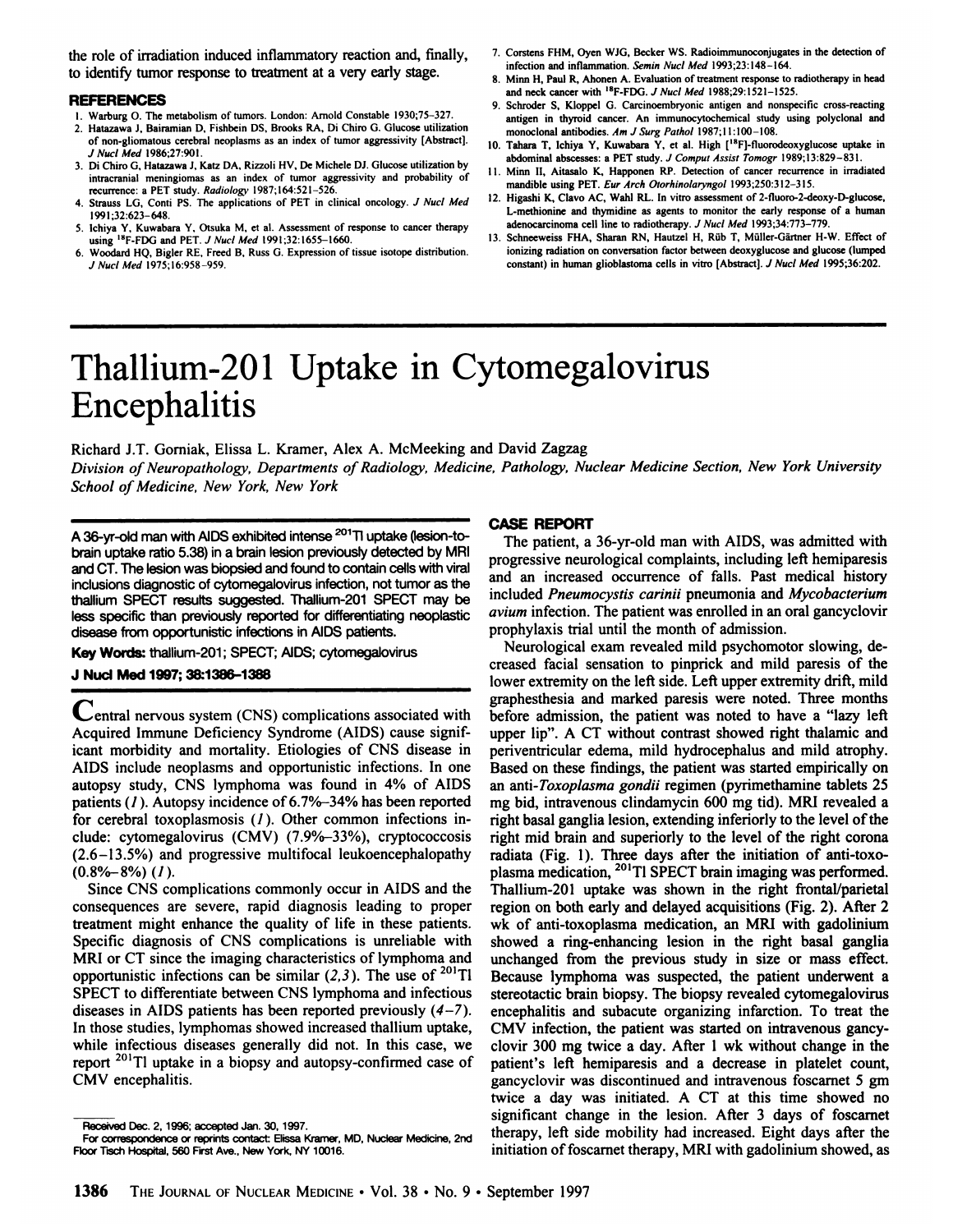the role of irradiation induced inflammatory reaction and, finally, to identify tumor response to treatment at a very early stage.

## REFERENCES

1. Warburg O. The metabolism of tumors. London: Arnold Constable 1930;75–327.
2. Hatazawa J, Bairamian D, Fishbein DS, Brooks RA, Di Chiro G. Glucose utilization of non-gliomatous cerebral neoplasms as an index of tumor aggressivity [Abstract]. *J Nucl Med* 1986;27:901.
3. Di Chiro G, Hatazawa J, Katz DA, Rizzoli HV, De Michele DJ. Glucose utilization by intracranial meningiomas as an index of tumor aggressivity and probability of recurrence: a PET study. *Radiology* 1987;164:521–526.
4. Strauss LG, Conti PS. The applications of PET in clinical oncology. *J Nucl Med* 1991;32:623–648.
5. Ichiya Y, Kuwabara Y, Otsuka M, et al. Assessment of response to cancer therapy using $^{18}$F-FDG and PET. *J Nucl Med* 1991;32:1655–1660.
6. Woodard HQ, Bigler RE, Freed B, Russ G. Expression of tissue isotope distribution. *J Nucl Med* 1975;16:958–959.
7. Corstens FHM, Oyen WJG, Becker WS. Radioimmunoconjugates in the detection of infection and inflammation. *Semin Nucl Med* 1993;23:148–164.
8. Minn H, Paul R, Ahonen A. Evaluation of treatment response to radiotherapy in head and neck cancer with $^{18}$F-FDG. *J Nucl Med* 1988;29:1521–1525.
9. Schroder S, Kloppel G. Carcinoembryonic antigen and nonspecific cross-reacting antigen in thyroid cancer. An immunocytochemical study using polyclonal and monoclonal antibodies. *Am J Surg Pathol* 1987;11:100–108.
10. Tahara T, Ichiya Y, Kuwabara Y, et al. High [$^{18}$F]-fluorodeoxyglucose uptake in abdominal abscesses: a PET study. *J Comput Assist Tomogr* 1989;13:829–831.
11. Minn H, Aitasalo K, Happonen RP. Detection of cancer recurrence in irradiated mandible using PET. *Eur Arch Otorhinolaryngol* 1993;250:312–315.
12. Higashi K, Clavo AC, Wahl RL. In vitro assessment of 2-fluoro-2-deoxy-D-glucose, L-methionine and thymidine as agents to monitor the early response of a human adenocarcinoma cell line to radiotherapy. *J Nucl Med* 1993;34:773–779.
13. Schneeweiss FHA, Sharan RN, Hautzel H, Rüb T, Müller-Gärtner H-W. Effect of ionizing radiation on conversation factor between deoxyglucose and glucose (lumped constant) in human glioblastoma cells in vitro [Abstract]. *J Nucl Med* 1995;36:202.

# Thallium-201 Uptake in Cytomegalovirus Encephalitis

Richard J.T. Gorniak, Elissa L. Kramer, Alex A. McMeeking and David Zagzag

*Division of Neuropathology, Departments of Radiology, Medicine, Pathology, Nuclear Medicine Section, New York University School of Medicine, New York, New York*

**A 36-yr-old man with AIDS exhibited intense $^{201}$Tl uptake (lesion-to-brain uptake ratio 5.38) in a brain lesion previously detected by MRI and CT. The lesion was biopsied and found to contain cells with viral inclusions diagnostic of cytomegalovirus infection, not tumor as the thallium SPECT results suggested. Thallium-201 SPECT may be less specific than previously reported for differentiating neoplastic disease from opportunistic infections in AIDS patients.**

**Key Words:** thallium-201; SPECT; AIDS; cytomegalovirus

**J Nucl Med 1997; 38:1386–1388**

Central nervous system (CNS) complications associated with Acquired Immune Deficiency Syndrome (AIDS) cause significant morbidity and mortality. Etiologies of CNS disease in AIDS include neoplasms and opportunistic infections. In one autopsy study, CNS lymphoma was found in 4% of AIDS patients (*1*). Autopsy incidence of 6.7%–34% has been reported for cerebral toxoplasmosis (*1*). Other common infections include: cytomegalovirus (CMV) (7.9%–33%), cryptococcosis (2.6–13.5%) and progressive multifocal leukoencephalopathy (0.8%–8%) (*1*).

Since CNS complications commonly occur in AIDS and the consequences are severe, rapid diagnosis leading to proper treatment might enhance the quality of life in these patients. Specific diagnosis of CNS complications is unreliable with MRI or CT since the imaging characteristics of lymphoma and opportunistic infections can be similar (*2,3*). The use of $^{201}$Tl SPECT to differentiate between CNS lymphoma and infectious diseases in AIDS patients has been reported previously (*4–7*). In those studies, lymphomas showed increased thallium uptake, while infectious diseases generally did not. In this case, we report $^{201}$Tl uptake in a biopsy and autopsy-confirmed case of CMV encephalitis.

Received Dec. 2, 1996; accepted Jan. 30, 1997.

For correspondence or reprints contact: Elissa Kramer, MD, Nuclear Medicine, 2nd Floor Tisch Hospital, 560 First Ave., New York, NY 10016.

## CASE REPORT

The patient, a 36-yr-old man with AIDS, was admitted with progressive neurological complaints, including left hemiparesis and an increased occurrence of falls. Past medical history included *Pneumocystis carinii* pneumonia and *Mycobacterium avium* infection. The patient was enrolled in an oral gancyclovir prophylaxis trial until the month of admission.

Neurological exam revealed mild psychomotor slowing, decreased facial sensation to pinprick and mild paresis of the lower extremity on the left side. Left upper extremity drift, mild graphesthesia and marked paresis were noted. Three months before admission, the patient was noted to have a "lazy left upper lip". A CT without contrast showed right thalamic and periventricular edema, mild hydrocephalus and mild atrophy. Based on these findings, the patient was started empirically on an anti-*Toxoplasma gondii* regimen (pyrimethamine tablets 25 mg bid, intravenous clindamycin 600 mg tid). MRI revealed a right basal ganglia lesion, extending inferiorly to the level of the right mid brain and superiorly to the level of the right corona radiata (Fig. 1). Three days after the initiation of anti-toxoplasma medication, $^{201}$Tl SPECT brain imaging was performed. Thallium-201 uptake was shown in the right frontal/parietal region on both early and delayed acquisitions (Fig. 2). After 2 wk of anti-toxoplasma medication, an MRI with gadolinium showed a ring-enhancing lesion in the right basal ganglia unchanged from the previous study in size or mass effect. Because lymphoma was suspected, the patient underwent a stereotactic brain biopsy. The biopsy revealed cytomegalovirus encephalitis and subacute organizing infarction. To treat the CMV infection, the patient was started on intravenous gancyclovir 300 mg twice a day. After 1 wk without change in the patient's left hemiparesis and a decrease in platelet count, gancyclovir was discontinued and intravenous foscarnet 5 gm twice a day was initiated. A CT at this time showed no significant change in the lesion. After 3 days of foscarnet therapy, left side mobility had increased. Eight days after the initiation of foscarnet therapy, MRI with gadolinium showed, as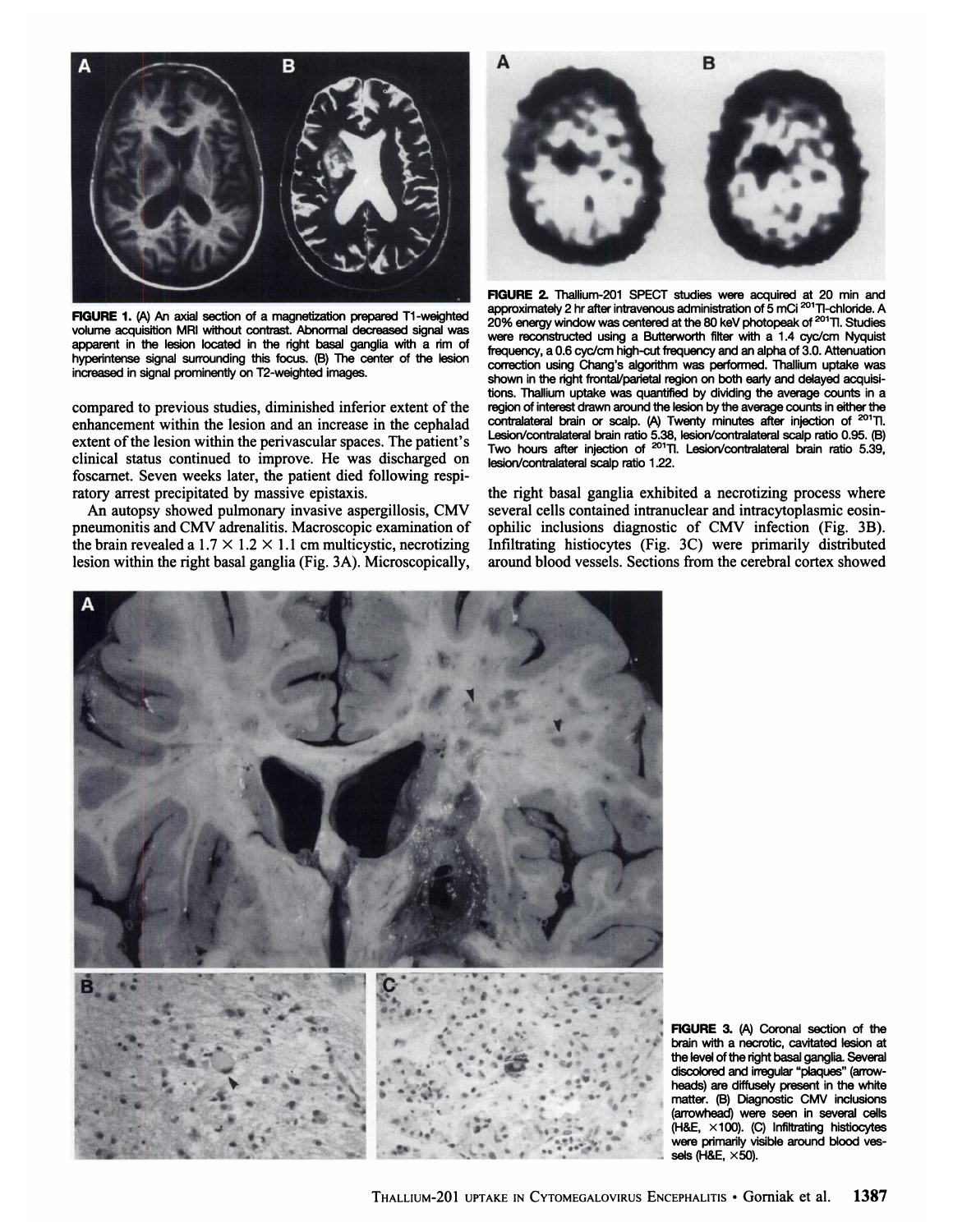**FIGURE 1.** (A) An axial section of a magnetization prepared T1-weighted volume acquisition MRI without contrast. Abnormal decreased signal was apparent in the lesion located in the right basal ganglia with a rim of hyperintense signal surrounding this focus. (B) The center of the lesion increased in signal prominently on T2-weighted images.

**FIGURE 2.** Thallium-201 SPECT studies were acquired at 20 min and approximately 2 hr after intravenous administration of 5 mCi $^{201}$Tl-chloride. A 20% energy window was centered at the 80 keV photopeak of $^{201}$Tl. Studies were reconstructed using a Butterworth filter with a 1.4 cyc/cm Nyquist frequency, a 0.6 cyc/cm high-cut frequency and an alpha of 3.0. Attenuation correction using Chang's algorithm was performed. Thallium uptake was shown in the right frontal/parietal region on both early and delayed acquisitions. Thallium uptake was quantified by dividing the average counts in a region of interest drawn around the lesion by the average counts in either the contralateral brain or scalp. (A) Twenty minutes after injection of $^{201}$Tl. Lesion/contralateral brain ratio 5.38, lesion/contralateral scalp ratio 0.95. (B) Two hours after injection of $^{201}$Tl. Lesion/contralateral brain ratio 5.39, lesion/contralateral scalp ratio 1.22.

compared to previous studies, diminished inferior extent of the enhancement within the lesion and an increase in the cephalad extent of the lesion within the perivascular spaces. The patient's clinical status continued to improve. He was discharged on foscarnet. Seven weeks later, the patient died following respiratory arrest precipitated by massive epistaxis.

An autopsy showed pulmonary invasive aspergillosis, CMV pneumonitis and CMV adrenalitis. Macroscopic examination of the brain revealed a 1.7 × 1.2 × 1.1 cm multicystic, necrotizing lesion within the right basal ganglia (Fig. 3A). Microscopically, the right basal ganglia exhibited a necrotizing process where several cells contained intranuclear and intracytoplasmic eosinophilic inclusions diagnostic of CMV infection (Fig. 3B). Infiltrating histiocytes (Fig. 3C) were primarily distributed around blood vessels. Sections from the cerebral cortex showed

**FIGURE 3.** (A) Coronal section of the brain with a necrotic, cavitated lesion at the level of the right basal ganglia. Several discolored and irregular "plaques" (arrowheads) are diffusely present in the white matter. (B) Diagnostic CMV inclusions (arrowhead) were seen in several cells (H&E, ×100). (C) Infiltrating histiocytes were primarily visible around blood vessels (H&E, ×50).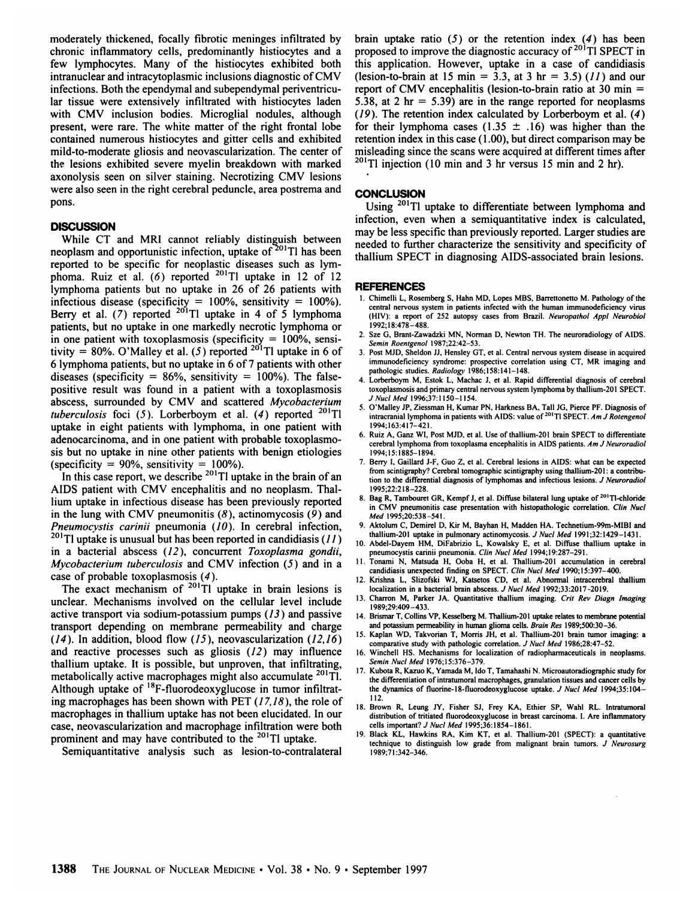moderately thickened, focally fibrotic meninges infiltrated by chronic inflammatory cells, predominantly histiocytes and a few lymphocytes. Many of the histiocytes exhibited both intranuclear and intracytoplasmic inclusions diagnostic of CMV infections. Both the ependymal and subependymal periventricular tissue were extensively infiltrated with histiocytes laden with CMV inclusion bodies. Microglial nodules, although present, were rare. The white matter of the right frontal lobe contained numerous histiocytes and gitter cells and exhibited mild-to-moderate gliosis and neovascularization. The center of the lesions exhibited severe myelin breakdown with marked axonolysis seen on silver staining. Necrotizing CMV lesions were also seen in the right cerebral peduncle, area postrema and pons.

## DISCUSSION

While CT and MRI cannot reliably distinguish between neoplasm and opportunistic infection, uptake of $^{201}$Tl has been reported to be specific for neoplastic diseases such as lymphoma. Ruiz et al. (*6*) reported $^{201}$Tl uptake in 12 of 12 lymphoma patients but no uptake in 26 of 26 patients with infectious disease (specificity = 100%, sensitivity = 100%). Berry et al. (*7*) reported $^{201}$Tl uptake in 4 of 5 lymphoma patients, but no uptake in one markedly necrotic lymphoma or in one patient with toxoplasmosis (specificity = 100%, sensitivity = 80%. O'Malley et al. (*5*) reported $^{201}$Tl uptake in 6 of 6 lymphoma patients, but no uptake in 6 of 7 patients with other diseases (specificity = 86%, sensitivity = 100%). The false-positive result was found in a patient with a toxoplasmosis abscess, surrounded by CMV and scattered *Mycobacterium tuberculosis* foci (*5*). Lorberboym et al. (*4*) reported $^{201}$Tl uptake in eight patients with lymphoma, in one patient with adenocarcinoma, and in one patient with probable toxoplasmosis but no uptake in nine other patients with benign etiologies (specificity = 90%, sensitivity = 100%).

In this case report, we describe $^{201}$Tl uptake in the brain of an AIDS patient with CMV encephalitis and no neoplasm. Thallium uptake in infectious disease has been previously reported in the lung with CMV pneumonitis (*8*), actinomycosis (*9*) and *Pneumocystis carinii* pneumonia (*10*). In cerebral infection, $^{201}$Tl uptake is unusual but has been reported in candidiasis (*11*) in a bacterial abscess (*12*), concurrent *Toxoplasma gondii*, *Mycobacterium tuberculosis* and CMV infection (*5*) and in a case of probable toxoplasmosis (*4*).

The exact mechanism of $^{201}$Tl uptake in brain lesions is unclear. Mechanisms involved on the cellular level include active transport via sodium-potassium pumps (*13*) and passive transport depending on membrane permeability and charge (*14*). In addition, blood flow (*15*), neovascularization (*12,16*) and reactive processes such as gliosis (*12*) may influence thallium uptake. It is possible, but unproven, that infiltrating, metabolically active macrophages might also accumulate $^{201}$Tl. Although uptake of $^{18}$F-fluorodeoxyglucose in tumor infiltrating macrophages has been shown with PET (*17,18*), the role of macrophages in thallium uptake has not been elucidated. In our case, neovascularization and macrophage infiltration were both prominent and may have contributed to the $^{201}$Tl uptake.

Semiquantitative analysis such as lesion-to-contralateral brain uptake ratio (*5*) or the retention index (*4*) has been proposed to improve the diagnostic accuracy of $^{201}$Tl SPECT in this application. However, uptake in a case of candidiasis (lesion-to-brain at 15 min = 3.3, at 3 hr = 3.5) (*11*) and our report of CMV encephalitis (lesion-to-brain ratio at 30 min = 5.38, at 2 hr = 5.39) are in the range reported for neoplasms (*19*). The retention index calculated by Lorberboym et al. (*4*) for their lymphoma cases (1.35 ± .16) was higher than the retention index in this case (1.00), but direct comparison may be misleading since the scans were acquired at different times after $^{201}$Tl injection (10 min and 3 hr versus 15 min and 2 hr).

## CONCLUSION

Using $^{201}$Tl uptake to differentiate between lymphoma and infection, even when a semiquantitative index is calculated, may be less specific than previously reported. Larger studies are needed to further characterize the sensitivity and specificity of thallium SPECT in diagnosing AIDS-associated brain lesions.

## REFERENCES

1. Chimelli L, Rosemberg S, Hahn MD, Lopes MBS, Barrettonetto M. Pathology of the central nervous system in patients infected with the human immunodeficiency virus (HIV): a report of 252 autopsy cases from Brazil. *Neuropathol Appl Neurobiol* 1992;18:478–488.
2. Sze G, Brant-Zawadzki MN, Norman D, Newton TH. The neuroradiology of AIDS. *Semin Roentgenol* 1987;22:42–53.
3. Post MJD, Sheldon JJ, Hensley GT, et al. Central nervous system disease in acquired immunodeficiency syndrome: prospective correlation using CT, MR imaging and pathologic studies. *Radiology* 1986;158:141–148.
4. Lorberboym M, Estok L, Machac J, et al. Rapid differential diagnosis of cerebral toxoplasmosis and primary central nervous system lymphoma by thallium-201 SPECT. *J Nucl Med* 1996;37:1150–1154.
5. O'Malley JP, Ziessman H, Kumar PN, Harkness BA, Tall JG, Pierce PF. Diagnosis of intracranial lymphoma in patients with AIDS: value of $^{201}$Tl SPECT. *Am J Rotengenol* 1994;163:417–421.
6. Ruiz A, Ganz WI, Post MJD, et al. Use of thallium-201 brain SPECT to differentiate cerebral lymphoma from toxoplasma encephalitis in AIDS patients. *Am J Neuroradiol* 1994;15:1885–1894.
7. Berry I, Gaillard J-F, Guo Z, et al. Cerebral lesions in AIDS: what can be expected from scintigraphy? Cerebral tomographic scintigraphy using thallium-201: a contribution to the differential diagnosis of lymphomas and infectious lesions. *J Neuroradiol* 1995;22:218–228.
8. Bag R, Tambouret GR, Kempf J, et al. Diffuse bilateral lung uptake of $^{201}$Tl-chloride in CMV pneumonitis case presentation with histopathologic correlation. *Clin Nucl Med* 1995;20:538–541.
9. Aktolum C, Demirel D, Kir M, Bayhan H, Madden HA. Technetium-99m-MIBI and thallium-201 uptake in pulmonary actinomycosis. *J Nucl Med* 1991;32:1429–1431.
10. Abdel-Dayem HM, DiFabrizio L, Kowalsky E, et al. Diffuse thallium uptake in pneumocystis carinii pneumonia. *Clin Nucl Med* 1994;19:287–291.
11. Tonami N, Matsuda H, Ooba H, et al. Thallium-201 accumulation in cerebral candidiasis unexpected finding on SPECT. *Clin Nucl Med* 1990;15:397–400.
12. Krishna L, Slizofski WJ, Katsetos CD, et al. Abnormal intracerebral thallium localization in a bacterial brain abscess. *J Nucl Med* 1992;33:2017–2019.
13. Charron M, Parker JA. Quantitative thallium imaging. *Crit Rev Diagn Imaging* 1989;29:409–433.
14. Brismar T, Collins VP, Kesselberg M. Thallium-201 uptake relates to membrane potential and potassium permeability in human glioma cells. *Brain Res* 1989;500:30–36.
15. Kaplan WD, Takvorian T, Morris JH, et al. Thallium-201 brain tumor imaging: a comparative study with pathologic correlation. *J Nucl Med* 1986;28:47–52.
16. Winchell HS. Mechanisms for localization of radiopharmaceuticals in neoplasms. *Semin Nucl Med* 1976;15:376–379.
17. Kubota R, Kazuo K, Yamada M, Ido T, Tamahashi N. Microautoradiographic study for the differentiation of intratumoral macrophages, granulation tissues and cancer cells by the dynamics of fluorine-18-fluorodeoxyglucose uptake. *J Nucl Med* 1994;35:104–112.
18. Brown R, Leung JY, Fisher SJ, Frey KA, Ethier SP, Wahl RL. Intratumoral distribution of tritiated fluorodeoxyglucose in breast carcinoma. I. Are inflammatory cells important? *J Nucl Med* 1995;36:1854–1861.
19. Black KL, Hawkins RA, Kim KT, et al. Thallium-201 (SPECT): a quantitative technique to distinguish low grade from malignant brain tumors. *J Neurosurg* 1989;71:342–346.